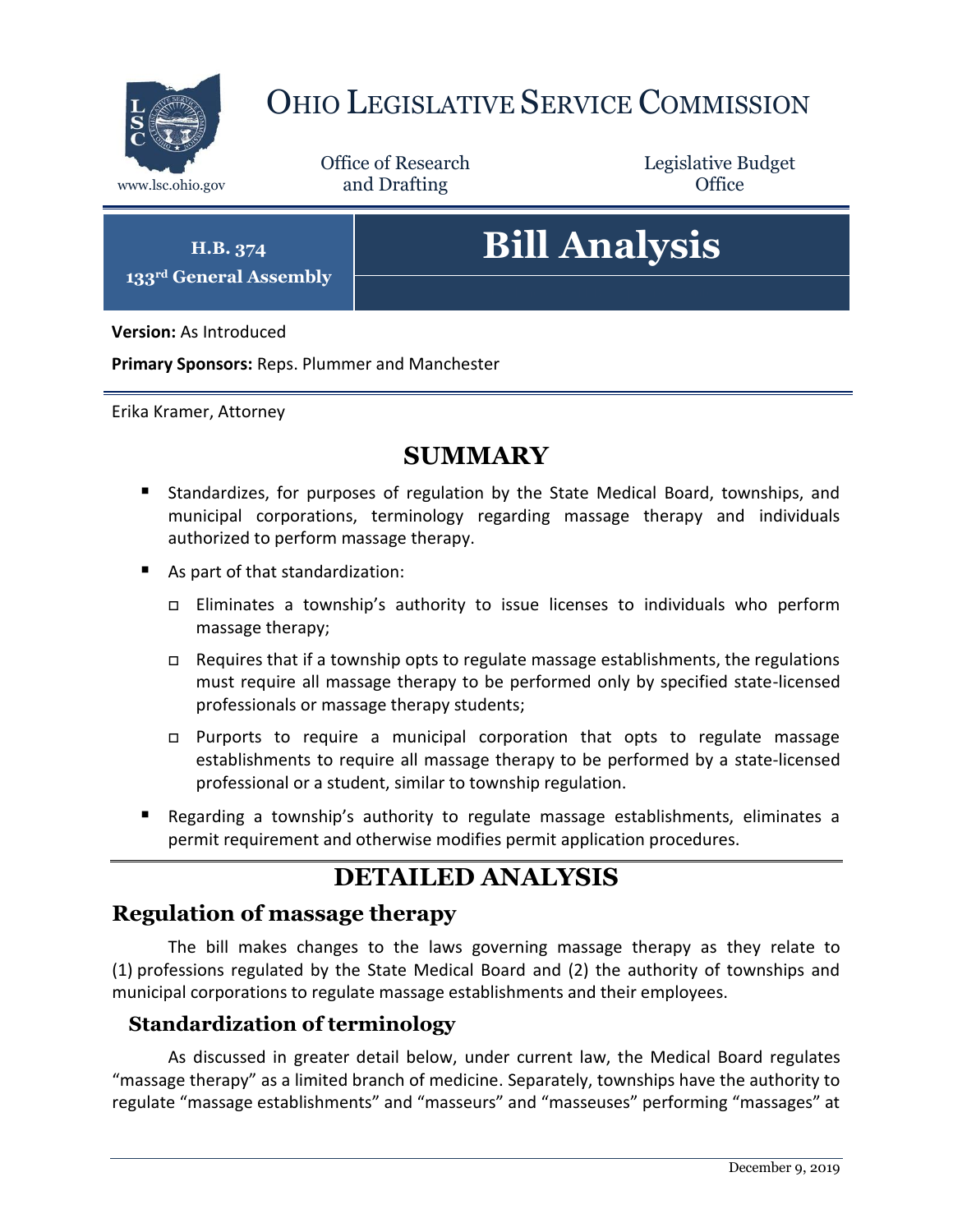# Ohio Legislative Service Commission

www.lsc.ohio.gov

Office of Research and Drafting

Legislative Budget Office

**H.B. 374**
**133rd General Assembly**

# Bill Analysis

**Version:** As Introduced

**Primary Sponsors:** Reps. Plummer and Manchester

Erika Kramer, Attorney

## SUMMARY

- Standardizes, for purposes of regulation by the State Medical Board, townships, and municipal corporations, terminology regarding massage therapy and individuals authorized to perform massage therapy.
- As part of that standardization:
  - Eliminates a township's authority to issue licenses to individuals who perform massage therapy;
  - Requires that if a township opts to regulate massage establishments, the regulations must require all massage therapy to be performed only by specified state-licensed professionals or massage therapy students;
  - Purports to require a municipal corporation that opts to regulate massage establishments to require all massage therapy to be performed by a state-licensed professional or a student, similar to township regulation.
- Regarding a township's authority to regulate massage establishments, eliminates a permit requirement and otherwise modifies permit application procedures.

## DETAILED ANALYSIS

## Regulation of massage therapy

The bill makes changes to the laws governing massage therapy as they relate to (1) professions regulated by the State Medical Board and (2) the authority of townships and municipal corporations to regulate massage establishments and their employees.

### Standardization of terminology

As discussed in greater detail below, under current law, the Medical Board regulates "massage therapy" as a limited branch of medicine. Separately, townships have the authority to regulate "massage establishments" and "masseurs" and "masseuses" performing "massages" at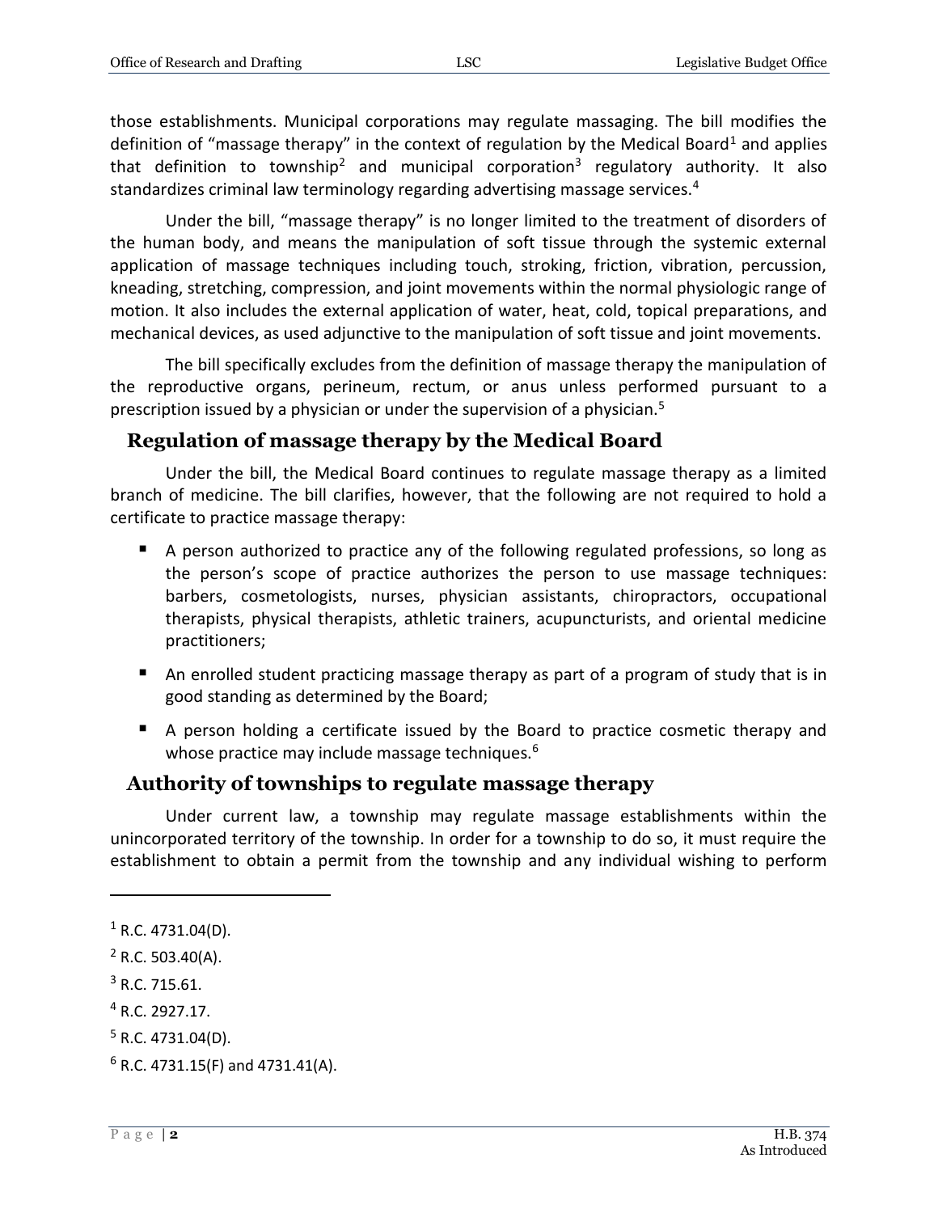those establishments. Municipal corporations may regulate massaging. The bill modifies the definition of "massage therapy" in the context of regulation by the Medical Board[1] and applies that definition to township[2] and municipal corporation[3] regulatory authority. It also standardizes criminal law terminology regarding advertising massage services.[4]

Under the bill, "massage therapy" is no longer limited to the treatment of disorders of the human body, and means the manipulation of soft tissue through the systemic external application of massage techniques including touch, stroking, friction, vibration, percussion, kneading, stretching, compression, and joint movements within the normal physiologic range of motion. It also includes the external application of water, heat, cold, topical preparations, and mechanical devices, as used adjunctive to the manipulation of soft tissue and joint movements.

The bill specifically excludes from the definition of massage therapy the manipulation of the reproductive organs, perineum, rectum, or anus unless performed pursuant to a prescription issued by a physician or under the supervision of a physician.[5]

## Regulation of massage therapy by the Medical Board

Under the bill, the Medical Board continues to regulate massage therapy as a limited branch of medicine. The bill clarifies, however, that the following are not required to hold a certificate to practice massage therapy:

- A person authorized to practice any of the following regulated professions, so long as the person's scope of practice authorizes the person to use massage techniques: barbers, cosmetologists, nurses, physician assistants, chiropractors, occupational therapists, physical therapists, athletic trainers, acupuncturists, and oriental medicine practitioners;
- An enrolled student practicing massage therapy as part of a program of study that is in good standing as determined by the Board;
- A person holding a certificate issued by the Board to practice cosmetic therapy and whose practice may include massage techniques.[6]

## Authority of townships to regulate massage therapy

Under current law, a township may regulate massage establishments within the unincorporated territory of the township. In order for a township to do so, it must require the establishment to obtain a permit from the township and any individual wishing to perform

---

[1] R.C. 4731.04(D).

[2] R.C. 503.40(A).

[3] R.C. 715.61.

[4] R.C. 2927.17.

[5] R.C. 4731.04(D).

[6] R.C. 4731.15(F) and 4731.41(A).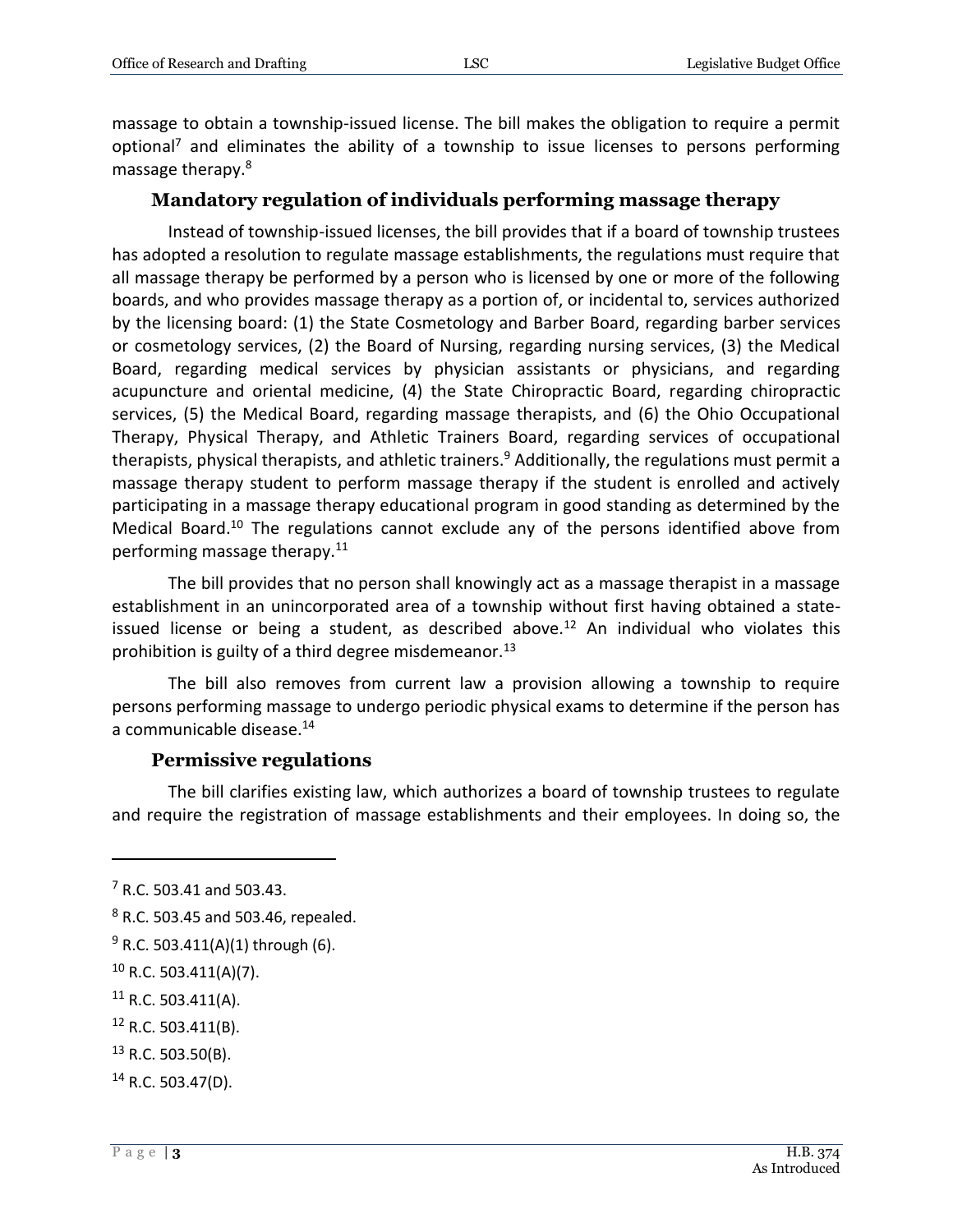massage to obtain a township-issued license. The bill makes the obligation to require a permit optional[7] and eliminates the ability of a township to issue licenses to persons performing massage therapy.[8]

### Mandatory regulation of individuals performing massage therapy

Instead of township-issued licenses, the bill provides that if a board of township trustees has adopted a resolution to regulate massage establishments, the regulations must require that all massage therapy be performed by a person who is licensed by one or more of the following boards, and who provides massage therapy as a portion of, or incidental to, services authorized by the licensing board: (1) the State Cosmetology and Barber Board, regarding barber services or cosmetology services, (2) the Board of Nursing, regarding nursing services, (3) the Medical Board, regarding medical services by physician assistants or physicians, and regarding acupuncture and oriental medicine, (4) the State Chiropractic Board, regarding chiropractic services, (5) the Medical Board, regarding massage therapists, and (6) the Ohio Occupational Therapy, Physical Therapy, and Athletic Trainers Board, regarding services of occupational therapists, physical therapists, and athletic trainers.[9] Additionally, the regulations must permit a massage therapy student to perform massage therapy if the student is enrolled and actively participating in a massage therapy educational program in good standing as determined by the Medical Board.[10] The regulations cannot exclude any of the persons identified above from performing massage therapy.[11]

The bill provides that no person shall knowingly act as a massage therapist in a massage establishment in an unincorporated area of a township without first having obtained a state-issued license or being a student, as described above.[12] An individual who violates this prohibition is guilty of a third degree misdemeanor.[13]

The bill also removes from current law a provision allowing a township to require persons performing massage to undergo periodic physical exams to determine if the person has a communicable disease.[14]

### Permissive regulations

The bill clarifies existing law, which authorizes a board of township trustees to regulate and require the registration of massage establishments and their employees. In doing so, the

---

[7] R.C. 503.41 and 503.43.

[8] R.C. 503.45 and 503.46, repealed.

[9] R.C. 503.411(A)(1) through (6).

[10] R.C. 503.411(A)(7).

[11] R.C. 503.411(A).

[12] R.C. 503.411(B).

[13] R.C. 503.50(B).

[14] R.C. 503.47(D).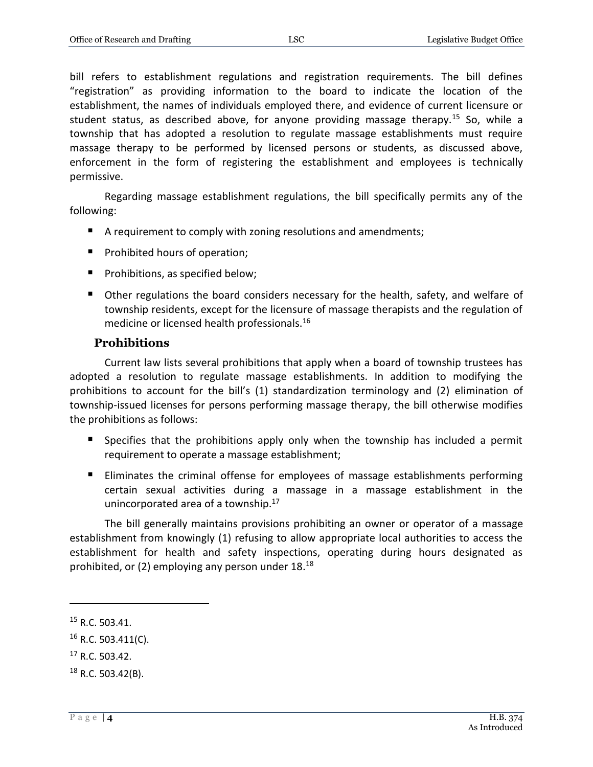bill refers to establishment regulations and registration requirements. The bill defines "registration" as providing information to the board to indicate the location of the establishment, the names of individuals employed there, and evidence of current licensure or student status, as described above, for anyone providing massage therapy.[15] So, while a township that has adopted a resolution to regulate massage establishments must require massage therapy to be performed by licensed persons or students, as discussed above, enforcement in the form of registering the establishment and employees is technically permissive.

Regarding massage establishment regulations, the bill specifically permits any of the following:

- A requirement to comply with zoning resolutions and amendments;
- Prohibited hours of operation;
- Prohibitions, as specified below;
- Other regulations the board considers necessary for the health, safety, and welfare of township residents, except for the licensure of massage therapists and the regulation of medicine or licensed health professionals.[16]

### Prohibitions

Current law lists several prohibitions that apply when a board of township trustees has adopted a resolution to regulate massage establishments. In addition to modifying the prohibitions to account for the bill's (1) standardization terminology and (2) elimination of township-issued licenses for persons performing massage therapy, the bill otherwise modifies the prohibitions as follows:

- Specifies that the prohibitions apply only when the township has included a permit requirement to operate a massage establishment;
- Eliminates the criminal offense for employees of massage establishments performing certain sexual activities during a massage in a massage establishment in the unincorporated area of a township.[17]

The bill generally maintains provisions prohibiting an owner or operator of a massage establishment from knowingly (1) refusing to allow appropriate local authorities to access the establishment for health and safety inspections, operating during hours designated as prohibited, or (2) employing any person under 18.[18]

---

[15] R.C. 503.41.

[16] R.C. 503.411(C).

[17] R.C. 503.42.

[18] R.C. 503.42(B).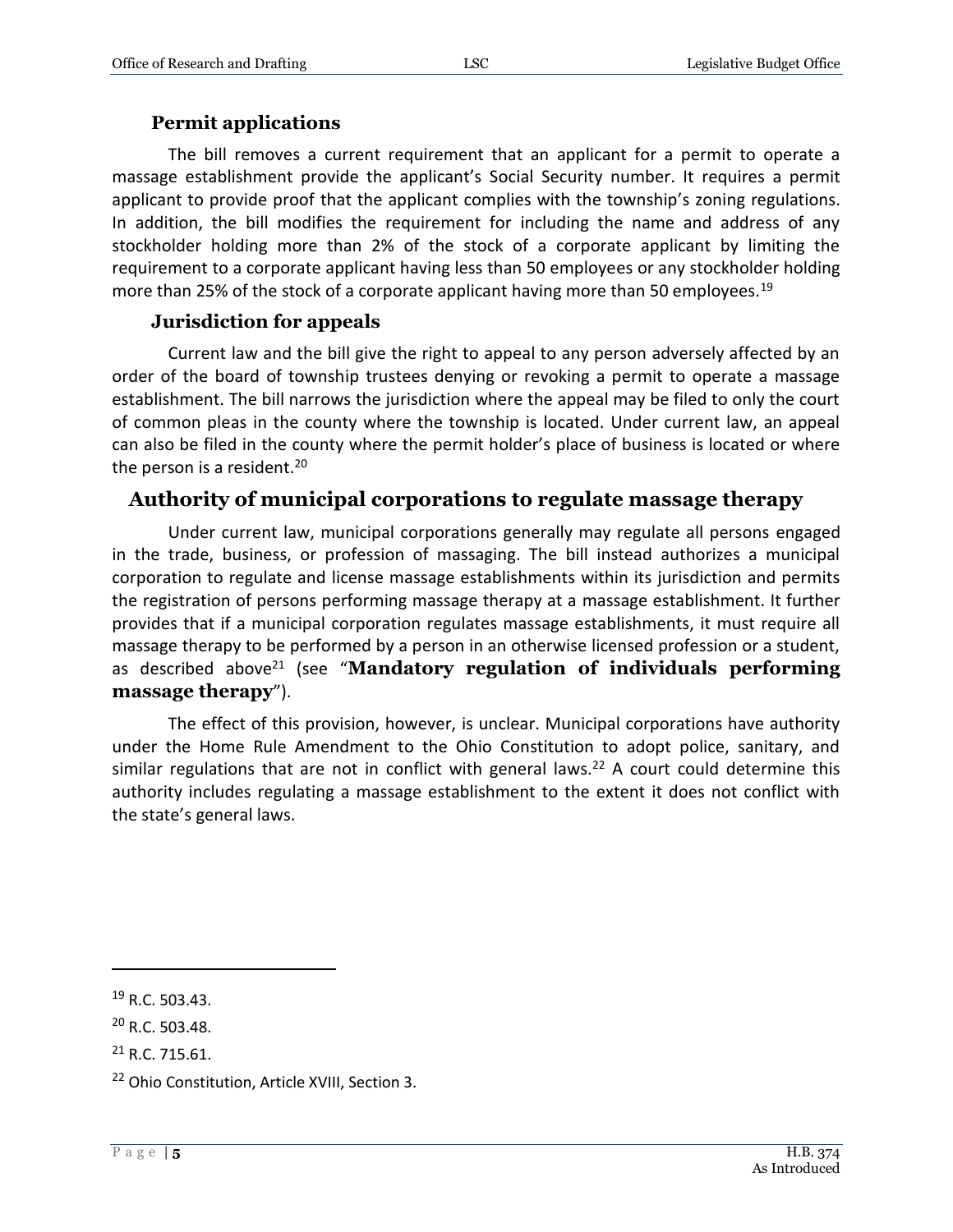### Permit applications

The bill removes a current requirement that an applicant for a permit to operate a massage establishment provide the applicant's Social Security number. It requires a permit applicant to provide proof that the applicant complies with the township's zoning regulations. In addition, the bill modifies the requirement for including the name and address of any stockholder holding more than 2% of the stock of a corporate applicant by limiting the requirement to a corporate applicant having less than 50 employees or any stockholder holding more than 25% of the stock of a corporate applicant having more than 50 employees.[19]

### Jurisdiction for appeals

Current law and the bill give the right to appeal to any person adversely affected by an order of the board of township trustees denying or revoking a permit to operate a massage establishment. The bill narrows the jurisdiction where the appeal may be filed to only the court of common pleas in the county where the township is located. Under current law, an appeal can also be filed in the county where the permit holder's place of business is located or where the person is a resident.[20]

## Authority of municipal corporations to regulate massage therapy

Under current law, municipal corporations generally may regulate all persons engaged in the trade, business, or profession of massaging. The bill instead authorizes a municipal corporation to regulate and license massage establishments within its jurisdiction and permits the registration of persons performing massage therapy at a massage establishment. It further provides that if a municipal corporation regulates massage establishments, it must require all massage therapy to be performed by a person in an otherwise licensed profession or a student, as described above[21] (see "**Mandatory regulation of individuals performing massage therapy**").

The effect of this provision, however, is unclear. Municipal corporations have authority under the Home Rule Amendment to the Ohio Constitution to adopt police, sanitary, and similar regulations that are not in conflict with general laws.[22] A court could determine this authority includes regulating a massage establishment to the extent it does not conflict with the state's general laws.

---

[19] R.C. 503.43.

[20] R.C. 503.48.

[21] R.C. 715.61.

[22] Ohio Constitution, Article XVIII, Section 3.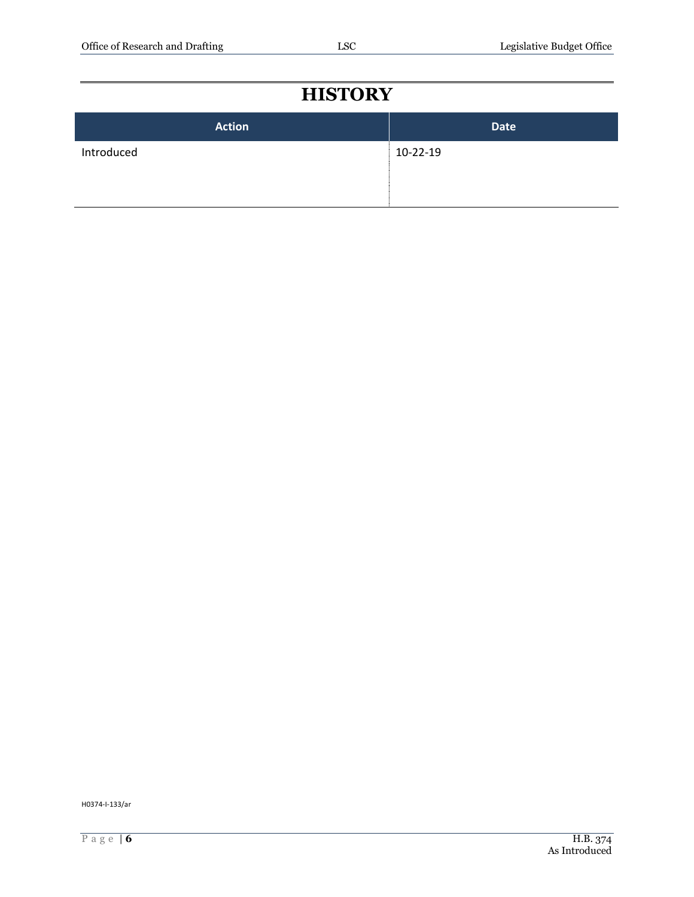# HISTORY

| Action | Date |
|---|---|
| Introduced | 10-22-19 |

H0374-I-133/ar